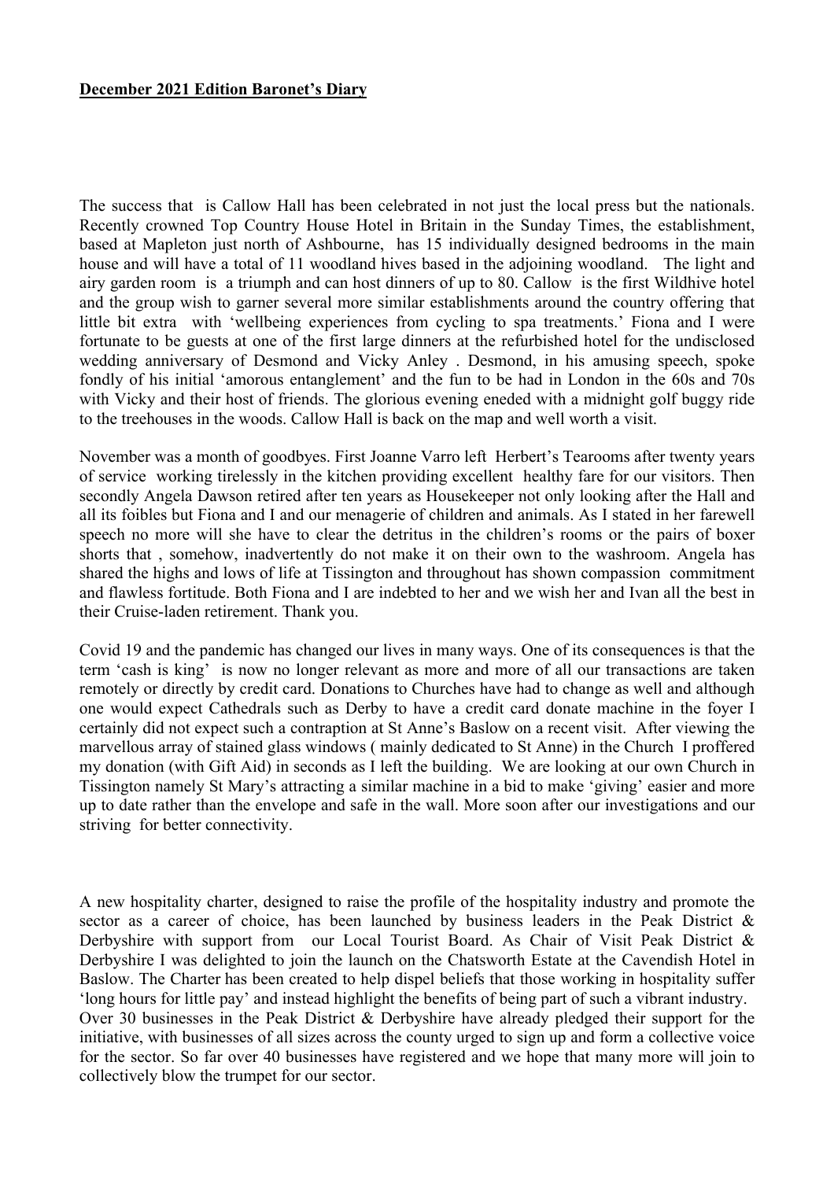**December 2021 Edition Baronet's Diary**

The success that is Callow Hall has been celebrated in not just the local press but the nationals. Recently crowned Top Country House Hotel in Britain in the Sunday Times, the establishment, based at Mapleton just north of Ashbourne, has 15 individually designed bedrooms in the main house and will have a total of 11 woodland hives based in the adjoining woodland. The light and airy garden room is a triumph and can host dinners of up to 80. Callow is the first Wildhive hotel and the group wish to garner several more similar establishments around the country offering that little bit extra with 'wellbeing experiences from cycling to spa treatments.' Fiona and I were fortunate to be guests at one of the first large dinners at the refurbished hotel for the undisclosed wedding anniversary of Desmond and Vicky Anley . Desmond, in his amusing speech, spoke fondly of his initial 'amorous entanglement' and the fun to be had in London in the 60s and 70s with Vicky and their host of friends. The glorious evening eneded with a midnight golf buggy ride to the treehouses in the woods. Callow Hall is back on the map and well worth a visit.

November was a month of goodbyes. First Joanne Varro left Herbert's Tearooms after twenty years of service working tirelessly in the kitchen providing excellent healthy fare for our visitors. Then secondly Angela Dawson retired after ten years as Housekeeper not only looking after the Hall and all its foibles but Fiona and I and our menagerie of children and animals. As I stated in her farewell speech no more will she have to clear the detritus in the children's rooms or the pairs of boxer shorts that , somehow, inadvertently do not make it on their own to the washroom. Angela has shared the highs and lows of life at Tissington and throughout has shown compassion commitment and flawless fortitude. Both Fiona and I are indebted to her and we wish her and Ivan all the best in their Cruise-laden retirement. Thank you.

Covid 19 and the pandemic has changed our lives in many ways. One of its consequences is that the term 'cash is king' is now no longer relevant as more and more of all our transactions are taken remotely or directly by credit card. Donations to Churches have had to change as well and although one would expect Cathedrals such as Derby to have a credit card donate machine in the foyer I certainly did not expect such a contraption at St Anne's Baslow on a recent visit. After viewing the marvellous array of stained glass windows ( mainly dedicated to St Anne) in the Church I proffered my donation (with Gift Aid) in seconds as I left the building. We are looking at our own Church in Tissington namely St Mary's attracting a similar machine in a bid to make 'giving' easier and more up to date rather than the envelope and safe in the wall. More soon after our investigations and our striving for better connectivity.

A new hospitality charter, designed to raise the profile of the hospitality industry and promote the sector as a career of choice, has been launched by business leaders in the Peak District & Derbyshire with support from our Local Tourist Board. As Chair of Visit Peak District & Derbyshire I was delighted to join the launch on the Chatsworth Estate at the Cavendish Hotel in Baslow. The Charter has been created to help dispel beliefs that those working in hospitality suffer 'long hours for little pay' and instead highlight the benefits of being part of such a vibrant industry.
Over 30 businesses in the Peak District & Derbyshire have already pledged their support for the initiative, with businesses of all sizes across the county urged to sign up and form a collective voice for the sector. So far over 40 businesses have registered and we hope that many more will join to collectively blow the trumpet for our sector.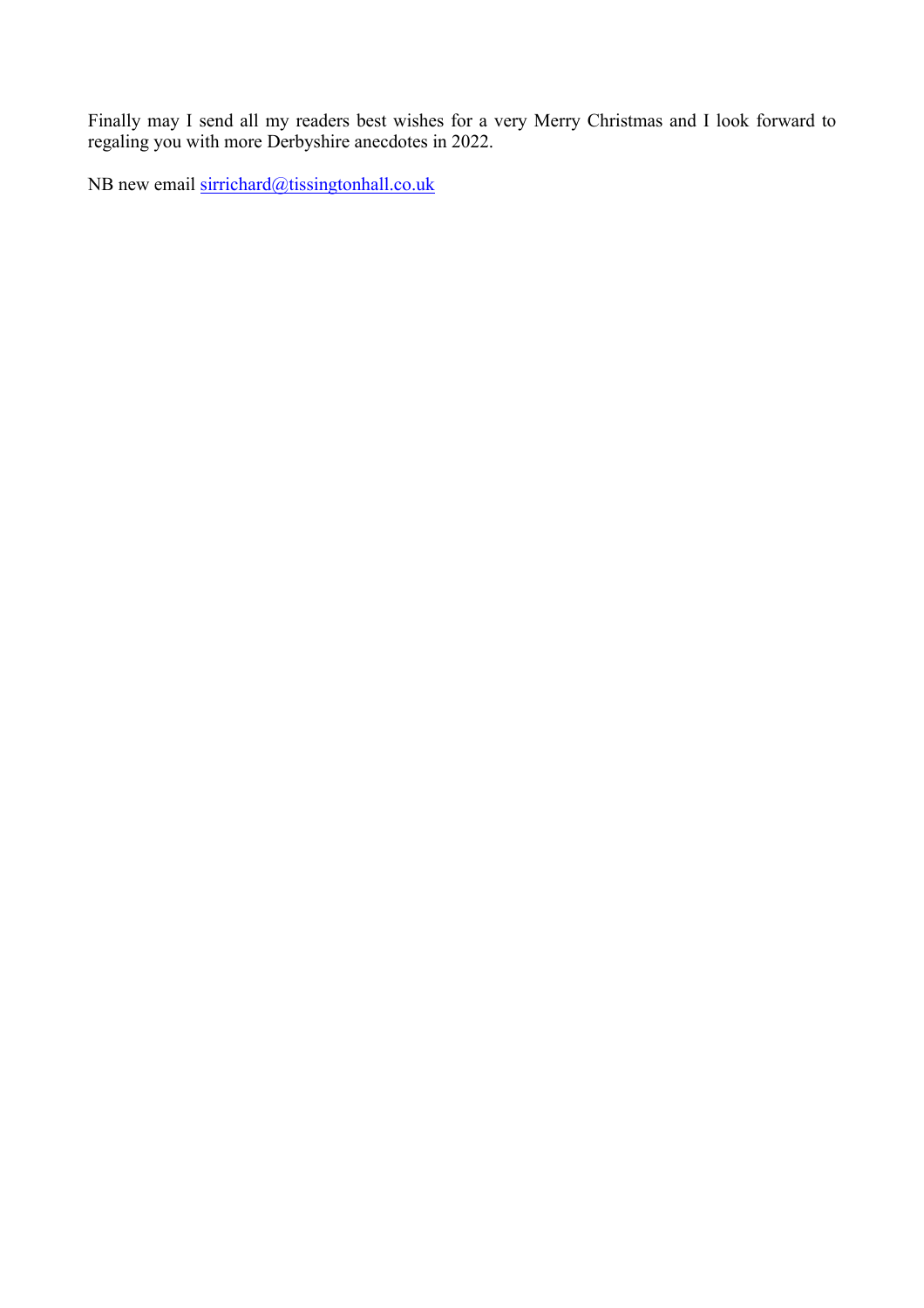Finally may I send all my readers best wishes for a very Merry Christmas and I look forward to regaling you with more Derbyshire anecdotes in 2022.

NB new email [sirrichard@tissingtonhall.co.uk](mailto:sirrichard@tissingtonhall.co.uk)